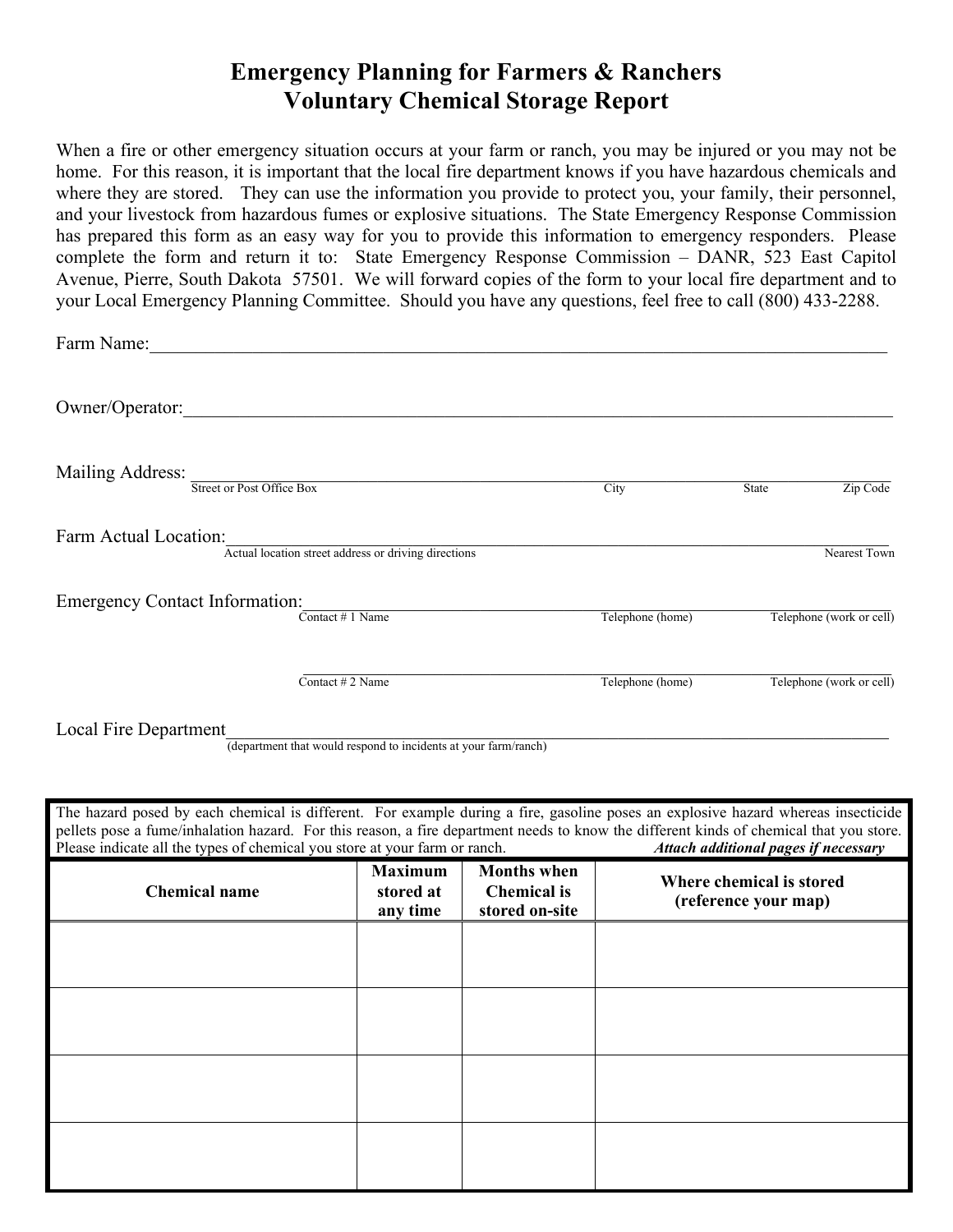# Emergency Planning for Farmers & Ranchers
# Voluntary Chemical Storage Report

When a fire or other emergency situation occurs at your farm or ranch, you may be injured or you may not be home. For this reason, it is important that the local fire department knows if you have hazardous chemicals and where they are stored. They can use the information you provide to protect you, your family, their personnel, and your livestock from hazardous fumes or explosive situations. The State Emergency Response Commission has prepared this form as an easy way for you to provide this information to emergency responders. Please complete the form and return it to: State Emergency Response Commission – DANR, 523 East Capitol Avenue, Pierre, South Dakota 57501. We will forward copies of the form to your local fire department and to your Local Emergency Planning Committee. Should you have any questions, feel free to call (800) 433-2288.

Farm Name:_______________________________________________

Owner/Operator:_______________________________________________

Mailing Address: _______________________________________________
Street or Post Office Box City State Zip Code

Farm Actual Location:_______________________________________________
Actual location street address or driving directions Nearest Town

Emergency Contact Information:_______________________________________________
Contact # 1 Name Telephone (home) Telephone (work or cell)

_______________________________________________
Contact # 2 Name Telephone (home) Telephone (work or cell)

Local Fire Department_______________________________________________
(department that would respond to incidents at your farm/ranch)

The hazard posed by each chemical is different. For example during a fire, gasoline poses an explosive hazard whereas insecticide pellets pose a fume/inhalation hazard. For this reason, a fire department needs to know the different kinds of chemical that you store. Please indicate all the types of chemical you store at your farm or ranch. ***Attach additional pages if necessary***

| Chemical name | Maximum stored at any time | Months when Chemical is stored on-site | Where chemical is stored (reference your map) |
|---|---|---|---|
| | | | |
| | | | |
| | | | |
| | | | |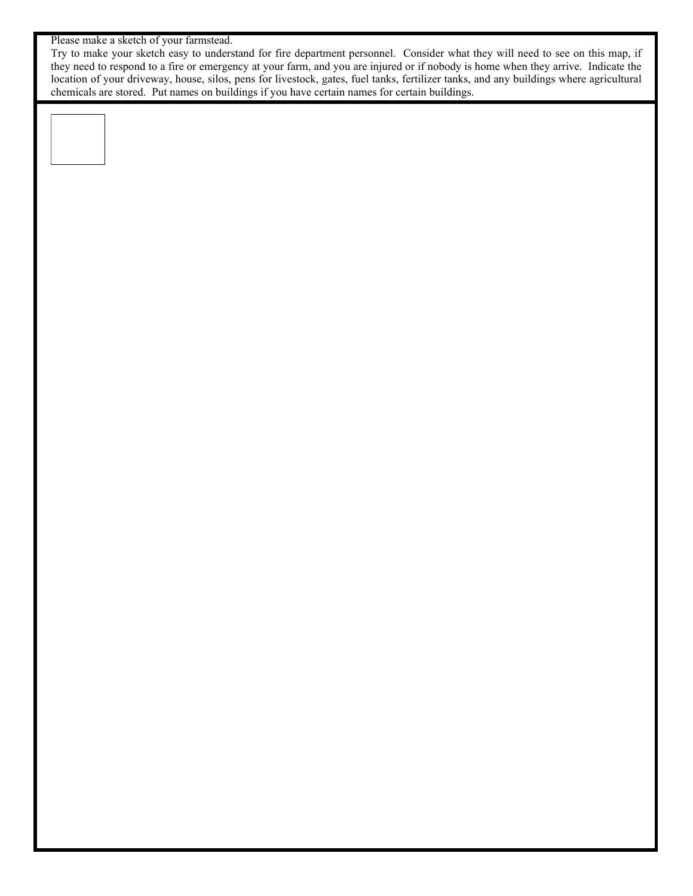Please make a sketch of your farmstead.

Try to make your sketch easy to understand for fire department personnel. Consider what they will need to see on this map, if they need to respond to a fire or emergency at your farm, and you are injured or if nobody is home when they arrive. Indicate the location of your driveway, house, silos, pens for livestock, gates, fuel tanks, fertilizer tanks, and any buildings where agricultural chemicals are stored. Put names on buildings if you have certain names for certain buildings.